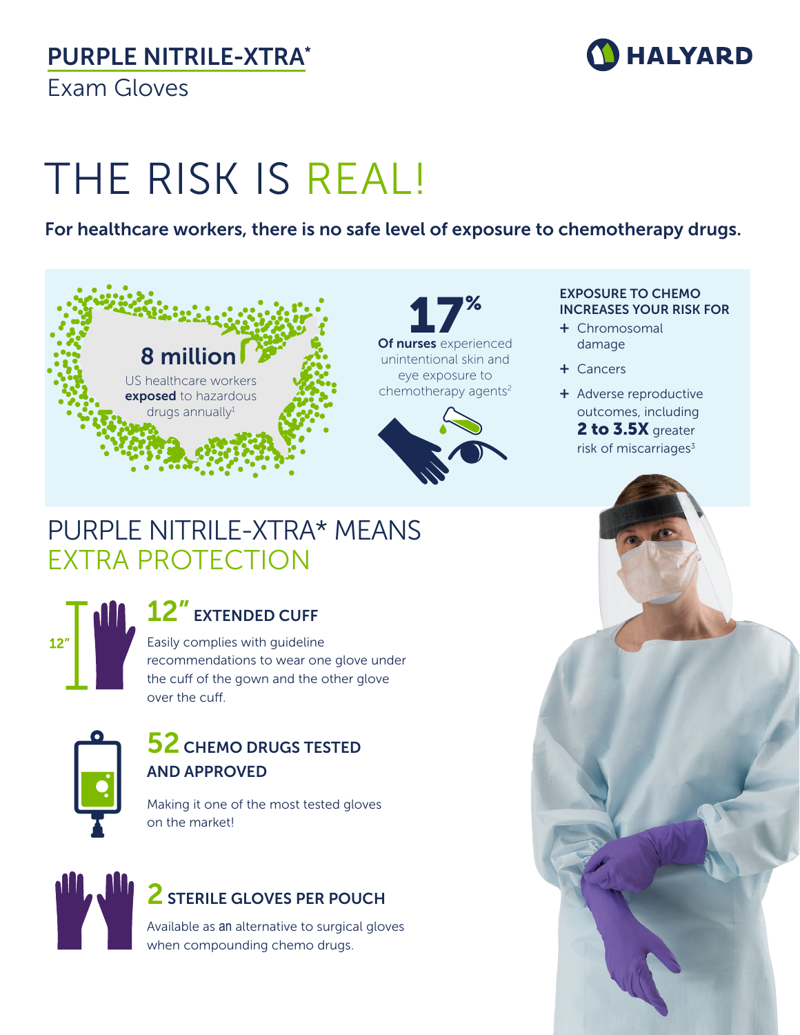# PURPLE NITRILE-XTRA*

Exam Gloves

HALYARD

# THE RISK IS REAL!

**For healthcare workers, there is no safe level of exposure to chemotherapy drugs.**

**8 million**

US healthcare workers **exposed** to hazardous drugs annually[1]

**17%**

**Of nurses** experienced unintentional skin and eye exposure to chemotherapy agents[2]

**EXPOSURE TO CHEMO INCREASES YOUR RISK FOR**

- Chromosomal damage
- Cancers
- Adverse reproductive outcomes, including **2 to 3.5X** greater risk of miscarriages[3]

## PURPLE NITRILE-XTRA* MEANS EXTRA PROTECTION

### 12" EXTENDED CUFF

Easily complies with guideline recommendations to wear one glove under the cuff of the gown and the other glove over the cuff.

### 52 CHEMO DRUGS TESTED AND APPROVED

Making it one of the most tested gloves on the market!

### 2 STERILE GLOVES PER POUCH

Available as an alternative to surgical gloves when compounding chemo drugs.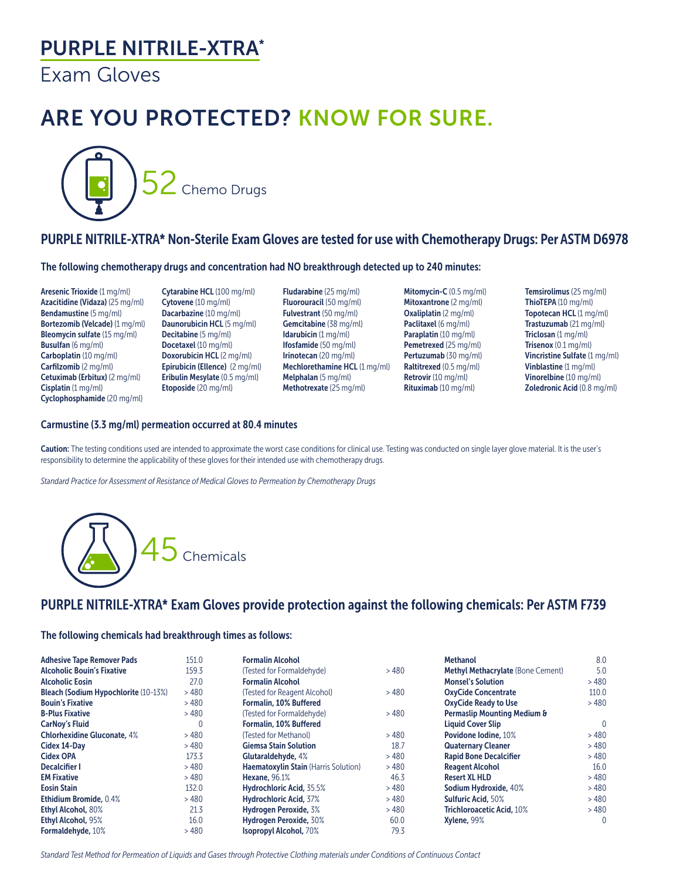# PURPLE NITRILE-XTRA*

Exam Gloves

# ARE YOU PROTECTED? KNOW FOR SURE.

52 Chemo Drugs

## PURPLE NITRILE-XTRA* Non-Sterile Exam Gloves are tested for use with Chemotherapy Drugs: Per ASTM D6978

### The following chemotherapy drugs and concentration had NO breakthrough detected up to 240 minutes:

**Aresenic Trioxide** (1 mg/ml)
**Azacitidine (Vidaza)** (25 mg/ml)
**Bendamustine** (5 mg/ml)
**Bortezomib (Velcade)** (1 mg/ml)
**Bleomycin sulfate** (15 mg/ml)
**Busulfan** (6 mg/ml)
**Carboplatin** (10 mg/ml)
**Carfilzomib** (2 mg/ml)
**Cetuximab (Erbitux)** (2 mg/ml)
**Cisplatin** (1 mg/ml)
**Cyclophosphamide** (20 mg/ml)
**Cytarabine HCL** (100 mg/ml)
**Cytovene** (10 mg/ml)
**Dacarbazine** (10 mg/ml)
**Daunorubicin HCL** (5 mg/ml)
**Decitabine** (5 mg/ml)
**Docetaxel** (10 mg/ml)
**Doxorubicin HCL** (2 mg/ml)
**Epirubicin (Ellence)** (2 mg/ml)
**Eribulin Mesylate** (0.5 mg/ml)
**Etoposide** (20 mg/ml)
**Fludarabine** (25 mg/ml)
**Fluorouracil** (50 mg/ml)
**Fulvestrant** (50 mg/ml)
**Gemcitabine** (38 mg/ml)
**Idarubicin** (1 mg/ml)
**Ifosfamide** (50 mg/ml)
**Irinotecan** (20 mg/ml)
**Mechlorethamine HCL** (1 mg/ml)
**Melphalan** (5 mg/ml)
**Methotrexate** (25 mg/ml)
**Mitomycin-C** (0.5 mg/ml)
**Mitoxantrone** (2 mg/ml)
**Oxaliplatin** (2 mg/ml)
**Paclitaxel** (6 mg/ml)
**Paraplatin** (10 mg/ml)
**Pemetrexed** (25 mg/ml)
**Pertuzumab** (30 mg/ml)
**Raltitrexed** (0.5 mg/ml)
**Retrovir** (10 mg/ml)
**Rituximab** (10 mg/ml)
**Temsirolimus** (25 mg/ml)
**ThioTEPA** (10 mg/ml)
**Topotecan HCL** (1 mg/ml)
**Trastuzumab** (21 mg/ml)
**Triclosan** (1 mg/ml)
**Trisenox** (0.1 mg/ml)
**Vincristine Sulfate** (1 mg/ml)
**Vinblastine** (1 mg/ml)
**Vinorelbine** (10 mg/ml)
**Zoledronic Acid** (0.8 mg/ml)

### Carmustine (3.3 mg/ml) permeation occurred at 80.4 minutes

**Caution:** The testing conditions used are intended to approximate the worst case conditions for clinical use. Testing was conducted on single layer glove material. It is the user's responsibility to determine the applicability of these gloves for their intended use with chemotherapy drugs.

*Standard Practice for Assessment of Resistance of Medical Gloves to Permeation by Chemotherapy Drugs*

45 Chemicals

## PURPLE NITRILE-XTRA* Exam Gloves provide protection against the following chemicals: Per ASTM F739

### The following chemicals had breakthrough times as follows:

| Chemical | Breakthrough Time |
|---|---|
| **Adhesive Tape Remover Pads** | 151.0 |
| **Alcoholic Bouin's Fixative** | 159.3 |
| **Alcoholic Eosin** | 27.0 |
| **Bleach (Sodium Hypochlorite** (10-13%) | > 480 |
| **Bouin's Fixative** | > 480 |
| **B-Plus Fixative** | > 480 |
| **CarNoy's Fluid** | 0 |
| **Chlorhexidine Gluconate,** 4% | > 480 |
| **Cidex 14-Day** | > 480 |
| **Cidex OPA** | 173.3 |
| **Decalcifier I** | > 480 |
| **EM Fixative** | > 480 |
| **Eosin Stain** | 132.0 |
| **Ethidium Bromide,** 0.4% | > 480 |
| **Ethyl Alcohol,** 80% | 21.3 |
| **Ethyl Alcohol,** 95% | 16.0 |
| **Formaldehyde,** 10% | > 480 |
| **Formalin Alcohol** (Tested for Formaldehyde) | > 480 |
| **Formalin Alcohol** (Tested for Reagent Alcohol) | > 480 |
| **Formalin, 10% Buffered** (Tested for Formaldehyde) | > 480 |
| **Formalin, 10% Buffered** (Tested for Methanol) | > 480 |
| **Giemsa Stain Solution** | 18.7 |
| **Glutaraldehyde,** 4% | > 480 |
| **Haematoxylin Stain** (Harris Solution) | > 480 |
| **Hexane,** 96.1% | 46.3 |
| **Hydrochloric Acid,** 35.5% | > 480 |
| **Hydrochloric Acid,** 37% | > 480 |
| **Hydrogen Peroxide,** 3% | > 480 |
| **Hydrogen Peroxide,** 30% | 60.0 |
| **Isopropyl Alcohol,** 70% | 79.3 |
| **Methanol** | 8.0 |
| **Methyl Methacrylate** (Bone Cement) | 5.0 |
| **Monsel's Solution** | > 480 |
| **OxyCide Concentrate** | 110.0 |
| **OxyCide Ready to Use** | > 480 |
| **Permaslip Mounting Medium & Liquid Cover Slip** | 0 |
| **Povidone Iodine,** 10% | > 480 |
| **Quaternary Cleaner** | > 480 |
| **Rapid Bone Decalcifier** | > 480 |
| **Reagent Alcohol** | 16.0 |
| **Resert XL HLD** | > 480 |
| **Sodium Hydroxide,** 40% | > 480 |
| **Sulfuric Acid,** 50% | > 480 |
| **Trichloroacetic Acid,** 10% | > 480 |
| **Xylene,** 99% | 0 |

*Standard Test Method for Permeation of Liquids and Gases through Protective Clothing materials under Conditions of Continuous Contact*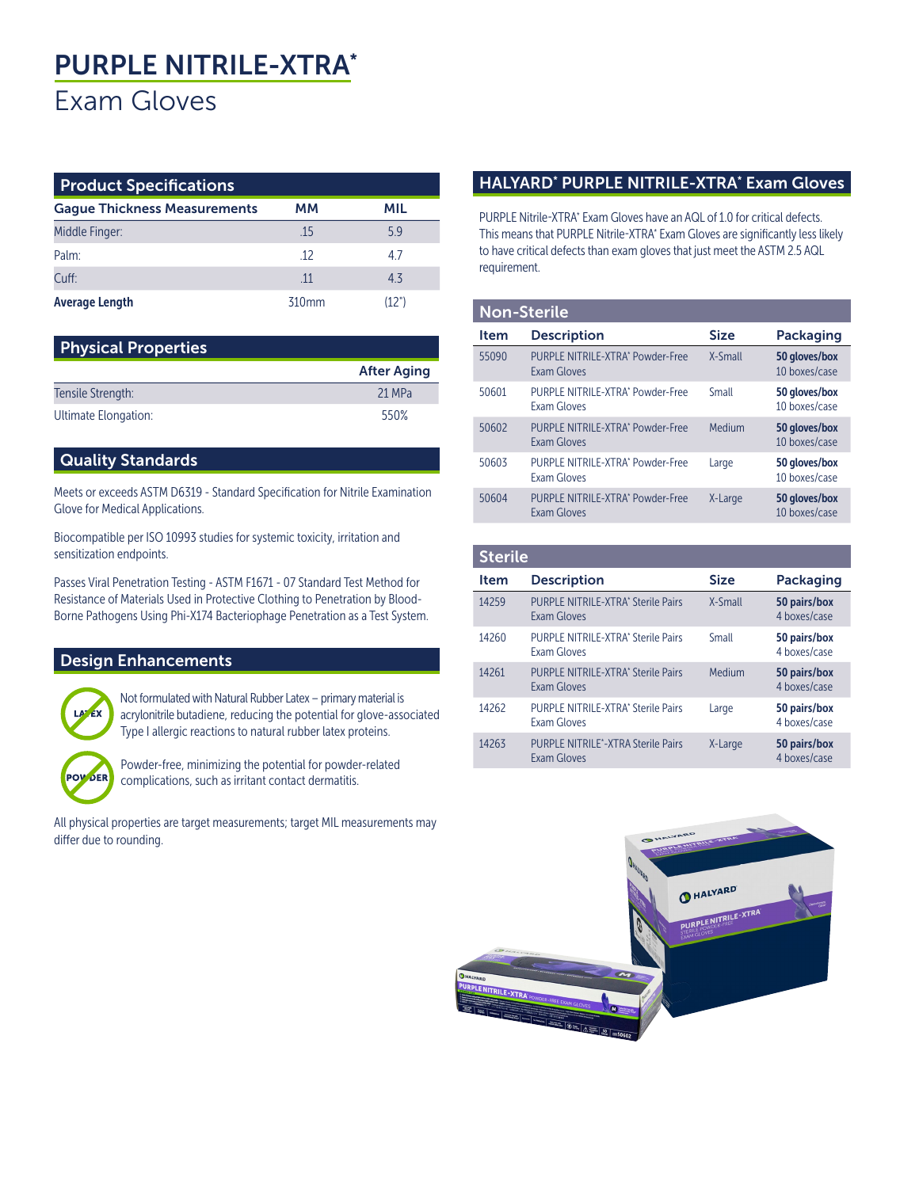# PURPLE NITRILE-XTRA*

## Exam Gloves

## Product Specifications

| Gague Thickness Measurements | MM | MIL |
|---|---|---|
| Middle Finger: | .15 | 5.9 |
| Palm: | .12 | 4.7 |
| Cuff: | .11 | 4.3 |
| **Average Length** | 310mm | (12") |

## Physical Properties

| | After Aging |
|---|---|
| Tensile Strength: | 21 MPa |
| Ultimate Elongation: | 550% |

## Quality Standards

Meets or exceeds ASTM D6319 - Standard Specification for Nitrile Examination Glove for Medical Applications.

Biocompatible per ISO 10993 studies for systemic toxicity, irritation and sensitization endpoints.

Passes Viral Penetration Testing - ASTM F1671 - 07 Standard Test Method for Resistance of Materials Used in Protective Clothing to Penetration by Blood-Borne Pathogens Using Phi-X174 Bacteriophage Penetration as a Test System.

## Design Enhancements

Not formulated with Natural Rubber Latex – primary material is acrylonitrile butadiene, reducing the potential for glove-associated Type I allergic reactions to natural rubber latex proteins.

Powder-free, minimizing the potential for powder-related complications, such as irritant contact dermatitis.

All physical properties are target measurements; target MIL measurements may differ due to rounding.

## HALYARD* PURPLE NITRILE-XTRA* Exam Gloves

PURPLE Nitrile-XTRA* Exam Gloves have an AQL of 1.0 for critical defects. This means that PURPLE Nitrile-XTRA* Exam Gloves are significantly less likely to have critical defects than exam gloves that just meet the ASTM 2.5 AQL requirement.

## Non-Sterile

| Item | Description | Size | Packaging |
|---|---|---|---|
| 55090 | PURPLE NITRILE-XTRA* Powder-Free Exam Gloves | X-Small | **50 gloves/box** 10 boxes/case |
| 50601 | PURPLE NITRILE-XTRA* Powder-Free Exam Gloves | Small | **50 gloves/box** 10 boxes/case |
| 50602 | PURPLE NITRILE-XTRA* Powder-Free Exam Gloves | Medium | **50 gloves/box** 10 boxes/case |
| 50603 | PURPLE NITRILE-XTRA* Powder-Free Exam Gloves | Large | **50 gloves/box** 10 boxes/case |
| 50604 | PURPLE NITRILE-XTRA* Powder-Free Exam Gloves | X-Large | **50 gloves/box** 10 boxes/case |

## Sterile

| Item | Description | Size | Packaging |
|---|---|---|---|
| 14259 | PURPLE NITRILE-XTRA* Sterile Pairs Exam Gloves | X-Small | **50 pairs/box** 4 boxes/case |
| 14260 | PURPLE NITRILE-XTRA* Sterile Pairs Exam Gloves | Small | **50 pairs/box** 4 boxes/case |
| 14261 | PURPLE NITRILE-XTRA* Sterile Pairs Exam Gloves | Medium | **50 pairs/box** 4 boxes/case |
| 14262 | PURPLE NITRILE-XTRA* Sterile Pairs Exam Gloves | Large | **50 pairs/box** 4 boxes/case |
| 14263 | PURPLE NITRILE*-XTRA Sterile Pairs Exam Gloves | X-Large | **50 pairs/box** 4 boxes/case |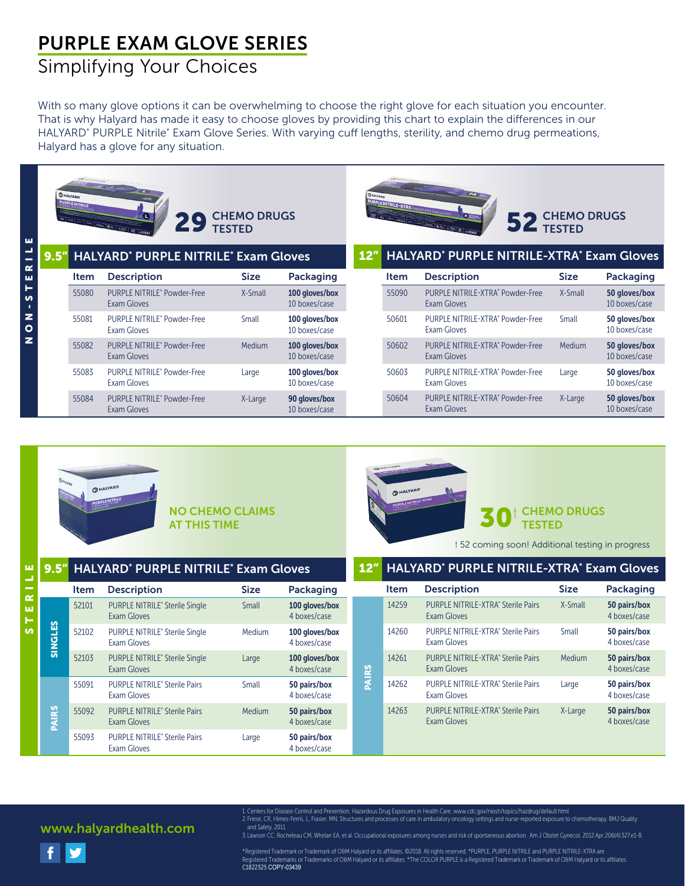# PURPLE EXAM GLOVE SERIES

## Simplifying Your Choices

With so many glove options it can be overwhelming to choose the right glove for each situation you encounter. That is why Halyard has made it easy to choose gloves by providing this chart to explain the differences in our HALYARD* PURPLE Nitrile* Exam Glove Series. With varying cuff lengths, sterility, and chemo drug permeations, Halyard has a glove for any situation.

## NON-STERILE

**29 CHEMO DRUGS TESTED**

### 9.5" HALYARD* PURPLE NITRILE* Exam Gloves

| Item | Description | Size | Packaging |
|---|---|---|---|
| 55080 | PURPLE NITRILE* Powder-Free Exam Gloves | X-Small | **100 gloves/box** 10 boxes/case |
| 55081 | PURPLE NITRILE* Powder-Free Exam Gloves | Small | **100 gloves/box** 10 boxes/case |
| 55082 | PURPLE NITRILE* Powder-Free Exam Gloves | Medium | **100 gloves/box** 10 boxes/case |
| 55083 | PURPLE NITRILE* Powder-Free Exam Gloves | Large | **100 gloves/box** 10 boxes/case |
| 55084 | PURPLE NITRILE* Powder-Free Exam Gloves | X-Large | **90 gloves/box** 10 boxes/case |

**52 CHEMO DRUGS TESTED**

### 12" HALYARD* PURPLE NITRILE-XTRA* Exam Gloves

| Item | Description | Size | Packaging |
|---|---|---|---|
| 55090 | PURPLE NITRILE-XTRA* Powder-Free Exam Gloves | X-Small | **50 gloves/box** 10 boxes/case |
| 50601 | PURPLE NITRILE-XTRA* Powder-Free Exam Gloves | Small | **50 gloves/box** 10 boxes/case |
| 50602 | PURPLE NITRILE-XTRA* Powder-Free Exam Gloves | Medium | **50 gloves/box** 10 boxes/case |
| 50603 | PURPLE NITRILE-XTRA* Powder-Free Exam Gloves | Large | **50 gloves/box** 10 boxes/case |
| 50604 | PURPLE NITRILE-XTRA* Powder-Free Exam Gloves | X-Large | **50 gloves/box** 10 boxes/case |

## STERILE

**NO CHEMO CLAIMS AT THIS TIME**

### 9.5" HALYARD* PURPLE NITRILE* Exam Gloves

| | Item | Description | Size | Packaging |
|---|---|---|---|---|
| SINGLES | 52101 | PURPLE NITRILE* Sterile Single Exam Gloves | Small | **100 gloves/box** 4 boxes/case |
| SINGLES | 52102 | PURPLE NITRILE* Sterile Single Exam Gloves | Medium | **100 gloves/box** 4 boxes/case |
| SINGLES | 52103 | PURPLE NITRILE* Sterile Single Exam Gloves | Large | **100 gloves/box** 4 boxes/case |
| PAIRS | 55091 | PURPLE NITRILE* Sterile Pairs Exam Gloves | Small | **50 pairs/box** 4 boxes/case |
| PAIRS | 55092 | PURPLE NITRILE* Sterile Pairs Exam Gloves | Medium | **50 pairs/box** 4 boxes/case |
| PAIRS | 55093 | PURPLE NITRILE* Sterile Pairs Exam Gloves | Large | **50 pairs/box** 4 boxes/case |

**30† CHEMO DRUGS TESTED**

† 52 coming soon! Additional testing in progress

### 12" HALYARD* PURPLE NITRILE-XTRA* Exam Gloves

| | Item | Description | Size | Packaging |
|---|---|---|---|---|
| PAIRS | 14259 | PURPLE NITRILE-XTRA* Sterile Pairs Exam Gloves | X-Small | **50 pairs/box** 4 boxes/case |
| PAIRS | 14260 | PURPLE NITRILE-XTRA* Sterile Pairs Exam Gloves | Small | **50 pairs/box** 4 boxes/case |
| PAIRS | 14261 | PURPLE NITRILE-XTRA* Sterile Pairs Exam Gloves | Medium | **50 pairs/box** 4 boxes/case |
| PAIRS | 14262 | PURPLE NITRILE-XTRA* Sterile Pairs Exam Gloves | Large | **50 pairs/box** 4 boxes/case |
| PAIRS | 14263 | PURPLE NITRILE-XTRA* Sterile Pairs Exam Gloves | X-Large | **50 pairs/box** 4 boxes/case |

www.halyardhealth.com

1. Centers for Disease Control and Prevention, Hazardous Drug Exposures in Health Care, www.cdc.gov/niosh/topics/hazdrug/default.html
2. Friese, CR, Himes-Ferris, L, Frasier, MN. Structures and processes of care in ambulatory oncology settings and nurse-reported exposure to chemotherapy. BMJ Quality and Safety. 2011.
3. Lawson CC, Rocheleau CM, Whelan EA, et al. Occupational exposures among nurses and risk of spontaneous abortion. Am J Obstet Gynecol. 2012 Apr;206(4):327.e1-8.

*Registered Trademark or Trademark of O&M Halyard or its affiliates. ©2018. All rights reserved. *PURPLE, PURPLE NITRILE and PURPLE NITRILE-XTRA are Registered Trademarks or Trademarks of O&M Halyard or its affiliates. *The COLOR PURPLE is a Registered Trademark or Trademark of O&M Halyard or its affiliates.
C1822325 COPY-03439